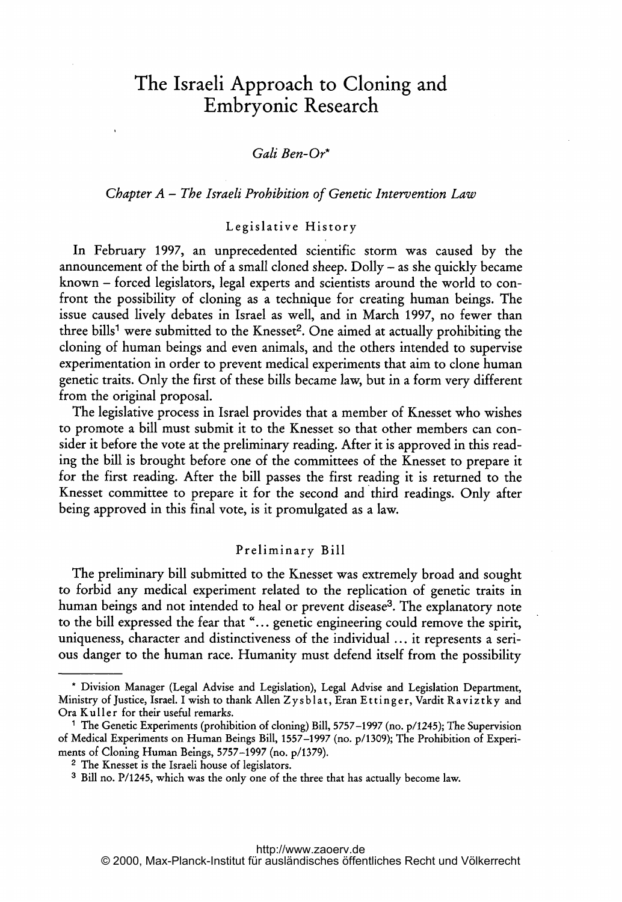# The Israeli Approach to Cloning and Embryonic Research

*Gali Ben-Or*\*

## *Chapter A – The Israeli Prohibition of Genetic Intervention Law*

### Legislative History

In February 1997, an unprecedented scientific storm was caused by the announcement of the birth of a small cloned sheep. Dolly – as she quickly became known – forced legislators, legal experts and scientists around the world to confront the possibility of cloning as a technique for creating human beings. The issue caused lively debates in Israel as well, and in March 1997, no fewer than three bills[1] were submitted to the Knesset[2]. One aimed at actually prohibiting the cloning of human beings and even animals, and the others intended to supervise experimentation in order to prevent medical experiments that aim to clone human genetic traits. Only the first of these bills became law, but in a form very different from the original proposal.

The legislative process in Israel provides that a member of Knesset who wishes to promote a bill must submit it to the Knesset so that other members can consider it before the vote at the preliminary reading. After it is approved in this reading the bill is brought before one of the committees of the Knesset to prepare it for the first reading. After the bill passes the first reading it is returned to the Knesset committee to prepare it for the second and third readings. Only after being approved in this final vote, is it promulgated as a law.

### Preliminary Bill

The preliminary bill submitted to the Knesset was extremely broad and sought to forbid any medical experiment related to the replication of genetic traits in human beings and not intended to heal or prevent disease[3]. The explanatory note to the bill expressed the fear that "... genetic engineering could remove the spirit, uniqueness, character and distinctiveness of the individual ... it represents a serious danger to the human race. Humanity must defend itself from the possibility

---

\* Division Manager (Legal Advise and Legislation), Legal Advise and Legislation Department, Ministry of Justice, Israel. I wish to thank Allen Zysblat, Eran Ettinger, Vardit Raviztky and Ora Kuller for their useful remarks.

[1] The Genetic Experiments (prohibition of cloning) Bill, 5757–1997 (no. p/1245); The Supervision of Medical Experiments on Human Beings Bill, 1557–1997 (no. p/1309); The Prohibition of Experiments of Cloning Human Beings, 5757–1997 (no. p/1379).

[2] The Knesset is the Israeli house of legislators.

[3] Bill no. P/1245, which was the only one of the three that has actually become law.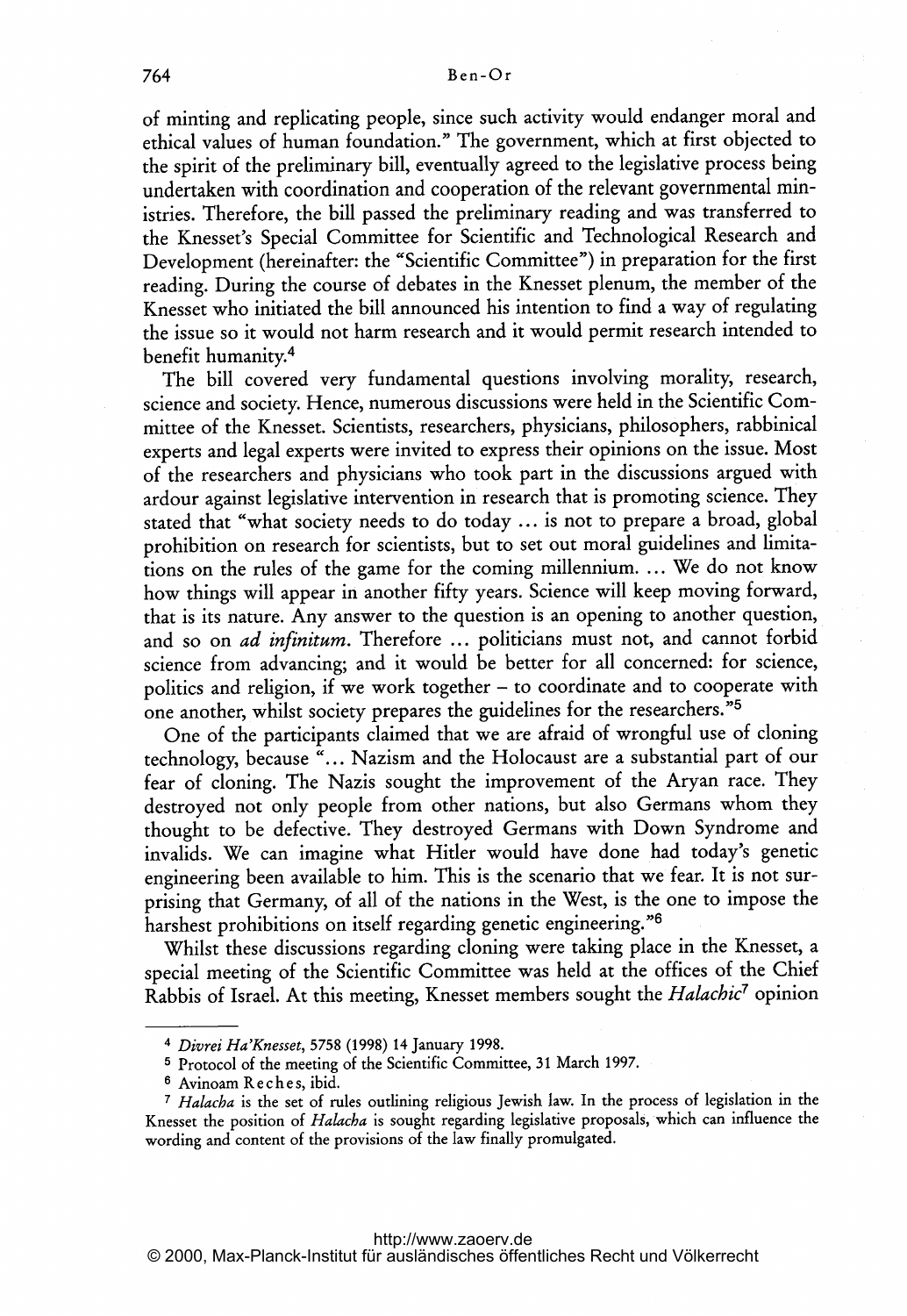of minting and replicating people, since such activity would endanger moral and ethical values of human foundation." The government, which at first objected to the spirit of the preliminary bill, eventually agreed to the legislative process being undertaken with coordination and cooperation of the relevant governmental ministries. Therefore, the bill passed the preliminary reading and was transferred to the Knesset's Special Committee for Scientific and Technological Research and Development (hereinafter: the "Scientific Committee") in preparation for the first reading. During the course of debates in the Knesset plenum, the member of the Knesset who initiated the bill announced his intention to find a way of regulating the issue so it would not harm research and it would permit research intended to benefit humanity.[4]

The bill covered very fundamental questions involving morality, research, science and society. Hence, numerous discussions were held in the Scientific Committee of the Knesset. Scientists, researchers, physicians, philosophers, rabbinical experts and legal experts were invited to express their opinions on the issue. Most of the researchers and physicians who took part in the discussions argued with ardour against legislative intervention in research that is promoting science. They stated that "what society needs to do today ... is not to prepare a broad, global prohibition on research for scientists, but to set out moral guidelines and limitations on the rules of the game for the coming millennium. ... We do not know how things will appear in another fifty years. Science will keep moving forward, that is its nature. Any answer to the question is an opening to another question, and so on *ad infinitum*. Therefore ... politicians must not, and cannot forbid science from advancing; and it would be better for all concerned: for science, politics and religion, if we work together – to coordinate and to cooperate with one another, whilst society prepares the guidelines for the researchers."[5]

One of the participants claimed that we are afraid of wrongful use of cloning technology, because "... Nazism and the Holocaust are a substantial part of our fear of cloning. The Nazis sought the improvement of the Aryan race. They destroyed not only people from other nations, but also Germans whom they thought to be defective. They destroyed Germans with Down Syndrome and invalids. We can imagine what Hitler would have done had today's genetic engineering been available to him. This is the scenario that we fear. It is not surprising that Germany, of all of the nations in the West, is the one to impose the harshest prohibitions on itself regarding genetic engineering."[6]

Whilst these discussions regarding cloning were taking place in the Knesset, a special meeting of the Scientific Committee was held at the offices of the Chief Rabbis of Israel. At this meeting, Knesset members sought the *Halachic*[7] opinion

---

[4] *Divrei Ha'Knesset*, 5758 (1998) 14 January 1998.

[5] Protocol of the meeting of the Scientific Committee, 31 March 1997.

[6] Avinoam Reches, ibid.

[7] *Halacha* is the set of rules outlining religious Jewish law. In the process of legislation in the Knesset the position of *Halacha* is sought regarding legislative proposals, which can influence the wording and content of the provisions of the law finally promulgated.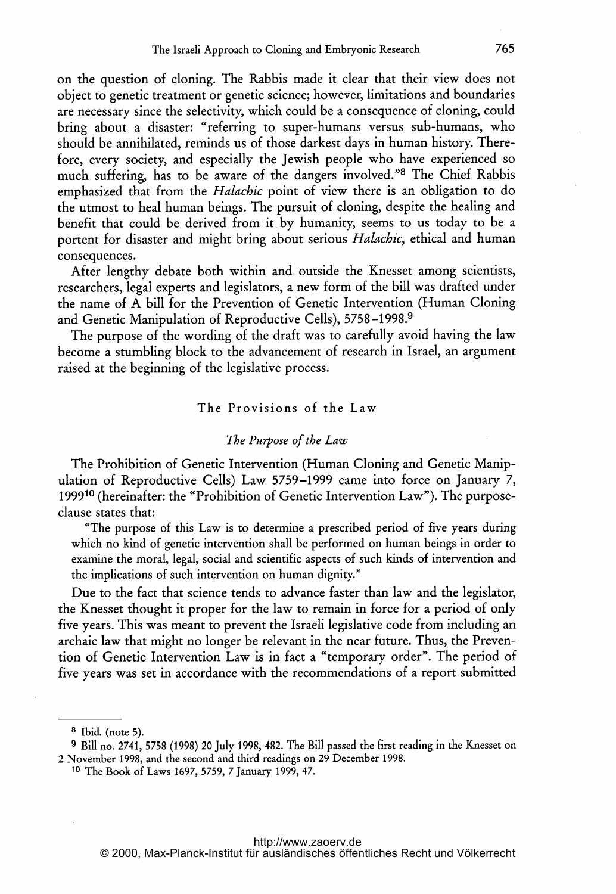on the question of cloning. The Rabbis made it clear that their view does not object to genetic treatment or genetic science; however, limitations and boundaries are necessary since the selectivity, which could be a consequence of cloning, could bring about a disaster: "referring to super-humans versus sub-humans, who should be annihilated, reminds us of those darkest days in human history. Therefore, every society, and especially the Jewish people who have experienced so much suffering, has to be aware of the dangers involved."[8] The Chief Rabbis emphasized that from the *Halachic* point of view there is an obligation to do the utmost to heal human beings. The pursuit of cloning, despite the healing and benefit that could be derived from it by humanity, seems to us today to be a portent for disaster and might bring about serious *Halachic*, ethical and human consequences.

After lengthy debate both within and outside the Knesset among scientists, researchers, legal experts and legislators, a new form of the bill was drafted under the name of A bill for the Prevention of Genetic Intervention (Human Cloning and Genetic Manipulation of Reproductive Cells), 5758–1998.[9]

The purpose of the wording of the draft was to carefully avoid having the law become a stumbling block to the advancement of research in Israel, an argument raised at the beginning of the legislative process.

## The Provisions of the Law

### *The Purpose of the Law*

The Prohibition of Genetic Intervention (Human Cloning and Genetic Manipulation of Reproductive Cells) Law 5759–1999 came into force on January 7, 1999[10] (hereinafter: the "Prohibition of Genetic Intervention Law"). The purpose-clause states that:

> "The purpose of this Law is to determine a prescribed period of five years during which no kind of genetic intervention shall be performed on human beings in order to examine the moral, legal, social and scientific aspects of such kinds of intervention and the implications of such intervention on human dignity."

Due to the fact that science tends to advance faster than law and the legislator, the Knesset thought it proper for the law to remain in force for a period of only five years. This was meant to prevent the Israeli legislative code from including an archaic law that might no longer be relevant in the near future. Thus, the Prevention of Genetic Intervention Law is in fact a "temporary order". The period of five years was set in accordance with the recommendations of a report submitted

---

[8] Ibid. (note 5).

[9] Bill no. 2741, 5758 (1998) 20 July 1998, 482. The Bill passed the first reading in the Knesset on 2 November 1998, and the second and third readings on 29 December 1998.

[10] The Book of Laws 1697, 5759, 7 January 1999, 47.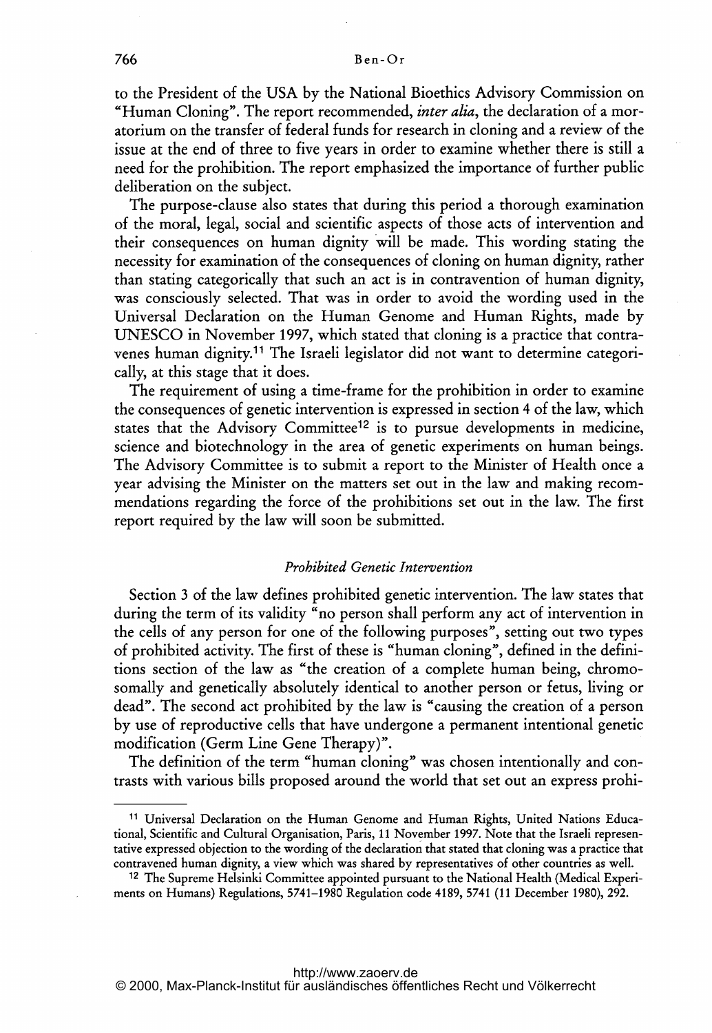to the President of the USA by the National Bioethics Advisory Commission on "Human Cloning". The report recommended, *inter alia*, the declaration of a moratorium on the transfer of federal funds for research in cloning and a review of the issue at the end of three to five years in order to examine whether there is still a need for the prohibition. The report emphasized the importance of further public deliberation on the subject.

The purpose-clause also states that during this period a thorough examination of the moral, legal, social and scientific aspects of those acts of intervention and their consequences on human dignity will be made. This wording stating the necessity for examination of the consequences of cloning on human dignity, rather than stating categorically that such an act is in contravention of human dignity, was consciously selected. That was in order to avoid the wording used in the Universal Declaration on the Human Genome and Human Rights, made by UNESCO in November 1997, which stated that cloning is a practice that contravenes human dignity.[11] The Israeli legislator did not want to determine categorically, at this stage that it does.

The requirement of using a time-frame for the prohibition in order to examine the consequences of genetic intervention is expressed in section 4 of the law, which states that the Advisory Committee[12] is to pursue developments in medicine, science and biotechnology in the area of genetic experiments on human beings. The Advisory Committee is to submit a report to the Minister of Health once a year advising the Minister on the matters set out in the law and making recommendations regarding the force of the prohibitions set out in the law. The first report required by the law will soon be submitted.

### *Prohibited Genetic Intervention*

Section 3 of the law defines prohibited genetic intervention. The law states that during the term of its validity "no person shall perform any act of intervention in the cells of any person for one of the following purposes", setting out two types of prohibited activity. The first of these is "human cloning", defined in the definitions section of the law as "the creation of a complete human being, chromosomally and genetically absolutely identical to another person or fetus, living or dead". The second act prohibited by the law is "causing the creation of a person by use of reproductive cells that have undergone a permanent intentional genetic modification (Germ Line Gene Therapy)".

The definition of the term "human cloning" was chosen intentionally and contrasts with various bills proposed around the world that set out an express prohi-

---

[11] Universal Declaration on the Human Genome and Human Rights, United Nations Educational, Scientific and Cultural Organisation, Paris, 11 November 1997. Note that the Israeli representative expressed objection to the wording of the declaration that stated that cloning was a practice that contravened human dignity, a view which was shared by representatives of other countries as well.

[12] The Supreme Helsinki Committee appointed pursuant to the National Health (Medical Experiments on Humans) Regulations, 5741–1980 Regulation code 4189, 5741 (11 December 1980), 292.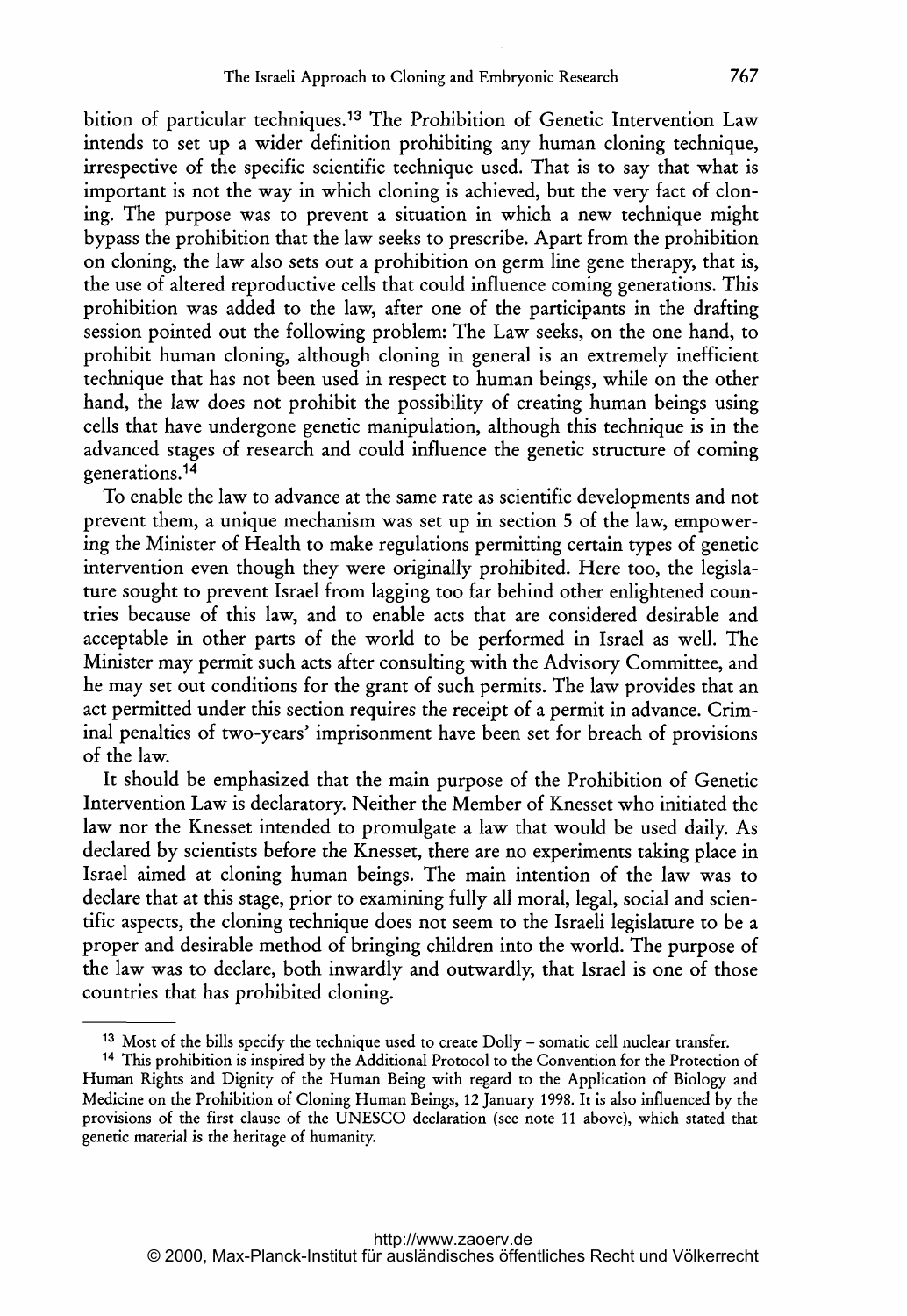bition of particular techniques.[13] The Prohibition of Genetic Intervention Law intends to set up a wider definition prohibiting any human cloning technique, irrespective of the specific scientific technique used. That is to say that what is important is not the way in which cloning is achieved, but the very fact of cloning. The purpose was to prevent a situation in which a new technique might bypass the prohibition that the law seeks to prescribe. Apart from the prohibition on cloning, the law also sets out a prohibition on germ line gene therapy, that is, the use of altered reproductive cells that could influence coming generations. This prohibition was added to the law, after one of the participants in the drafting session pointed out the following problem: The Law seeks, on the one hand, to prohibit human cloning, although cloning in general is an extremely inefficient technique that has not been used in respect to human beings, while on the other hand, the law does not prohibit the possibility of creating human beings using cells that have undergone genetic manipulation, although this technique is in the advanced stages of research and could influence the genetic structure of coming generations.[14]

To enable the law to advance at the same rate as scientific developments and not prevent them, a unique mechanism was set up in section 5 of the law, empowering the Minister of Health to make regulations permitting certain types of genetic intervention even though they were originally prohibited. Here too, the legislature sought to prevent Israel from lagging too far behind other enlightened countries because of this law, and to enable acts that are considered desirable and acceptable in other parts of the world to be performed in Israel as well. The Minister may permit such acts after consulting with the Advisory Committee, and he may set out conditions for the grant of such permits. The law provides that an act permitted under this section requires the receipt of a permit in advance. Criminal penalties of two-years' imprisonment have been set for breach of provisions of the law.

It should be emphasized that the main purpose of the Prohibition of Genetic Intervention Law is declaratory. Neither the Member of Knesset who initiated the law nor the Knesset intended to promulgate a law that would be used daily. As declared by scientists before the Knesset, there are no experiments taking place in Israel aimed at cloning human beings. The main intention of the law was to declare that at this stage, prior to examining fully all moral, legal, social and scientific aspects, the cloning technique does not seem to the Israeli legislature to be a proper and desirable method of bringing children into the world. The purpose of the law was to declare, both inwardly and outwardly, that Israel is one of those countries that has prohibited cloning.

---

[13] Most of the bills specify the technique used to create Dolly – somatic cell nuclear transfer.

[14] This prohibition is inspired by the Additional Protocol to the Convention for the Protection of Human Rights and Dignity of the Human Being with regard to the Application of Biology and Medicine on the Prohibition of Cloning Human Beings, 12 January 1998. It is also influenced by the provisions of the first clause of the UNESCO declaration (see note 11 above), which stated that genetic material is the heritage of humanity.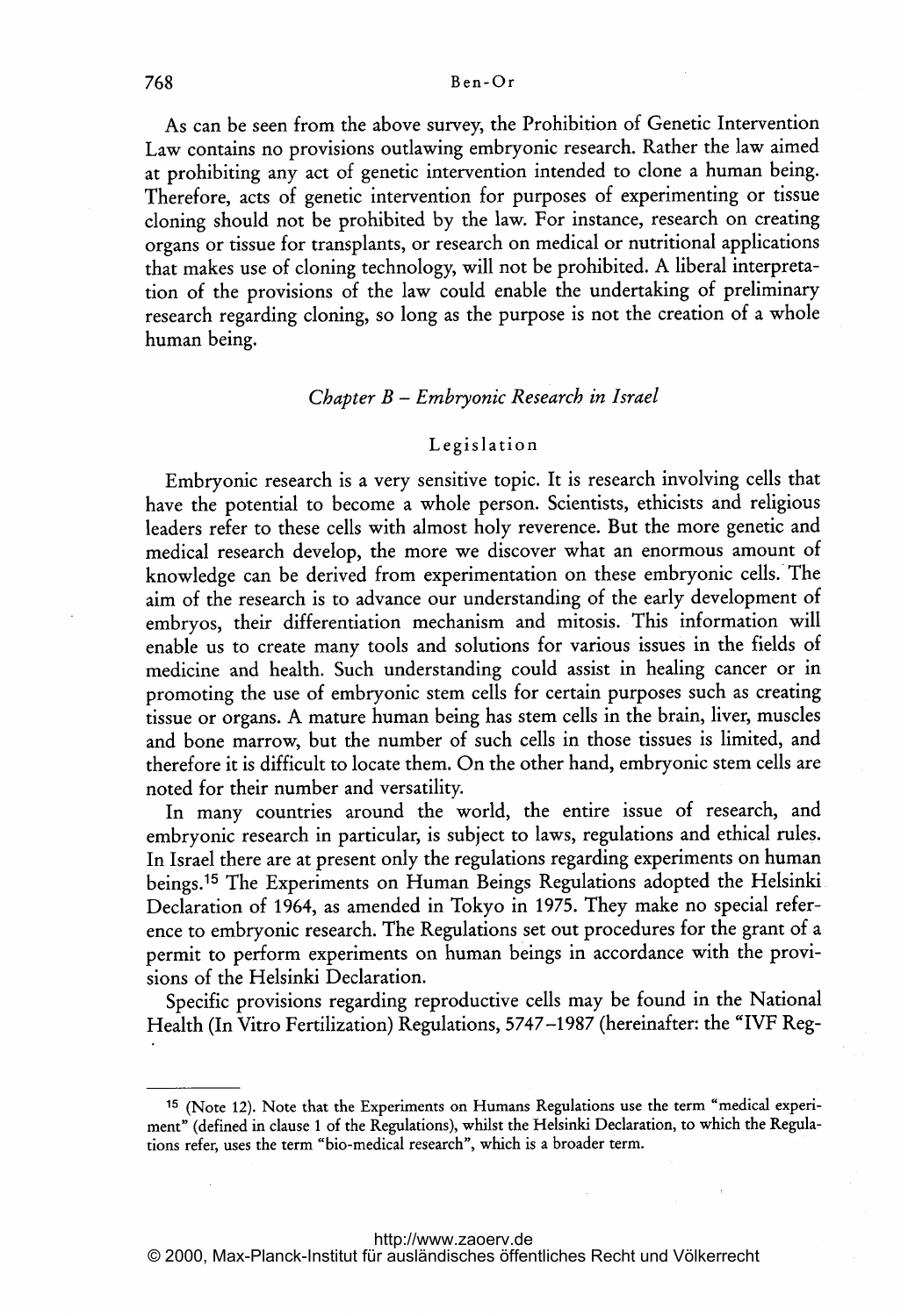As can be seen from the above survey, the Prohibition of Genetic Intervention Law contains no provisions outlawing embryonic research. Rather the law aimed at prohibiting any act of genetic intervention intended to clone a human being. Therefore, acts of genetic intervention for purposes of experimenting or tissue cloning should not be prohibited by the law. For instance, research on creating organs or tissue for transplants, or research on medical or nutritional applications that makes use of cloning technology, will not be prohibited. A liberal interpretation of the provisions of the law could enable the undertaking of preliminary research regarding cloning, so long as the purpose is not the creation of a whole human being.

## *Chapter B – Embryonic Research in Israel*

### Legislation

Embryonic research is a very sensitive topic. It is research involving cells that have the potential to become a whole person. Scientists, ethicists and religious leaders refer to these cells with almost holy reverence. But the more genetic and medical research develop, the more we discover what an enormous amount of knowledge can be derived from experimentation on these embryonic cells. The aim of the research is to advance our understanding of the early development of embryos, their differentiation mechanism and mitosis. This information will enable us to create many tools and solutions for various issues in the fields of medicine and health. Such understanding could assist in healing cancer or in promoting the use of embryonic stem cells for certain purposes such as creating tissue or organs. A mature human being has stem cells in the brain, liver, muscles and bone marrow, but the number of such cells in those tissues is limited, and therefore it is difficult to locate them. On the other hand, embryonic stem cells are noted for their number and versatility.

In many countries around the world, the entire issue of research, and embryonic research in particular, is subject to laws, regulations and ethical rules. In Israel there are at present only the regulations regarding experiments on human beings.[15] The Experiments on Human Beings Regulations adopted the Helsinki Declaration of 1964, as amended in Tokyo in 1975. They make no special reference to embryonic research. The Regulations set out procedures for the grant of a permit to perform experiments on human beings in accordance with the provisions of the Helsinki Declaration.

Specific provisions regarding reproductive cells may be found in the National Health (In Vitro Fertilization) Regulations, 5747–1987 (hereinafter: the "IVF Reg-

---

[15] (Note 12). Note that the Experiments on Humans Regulations use the term "medical experiment" (defined in clause 1 of the Regulations), whilst the Helsinki Declaration, to which the Regulations refer, uses the term "bio-medical research", which is a broader term.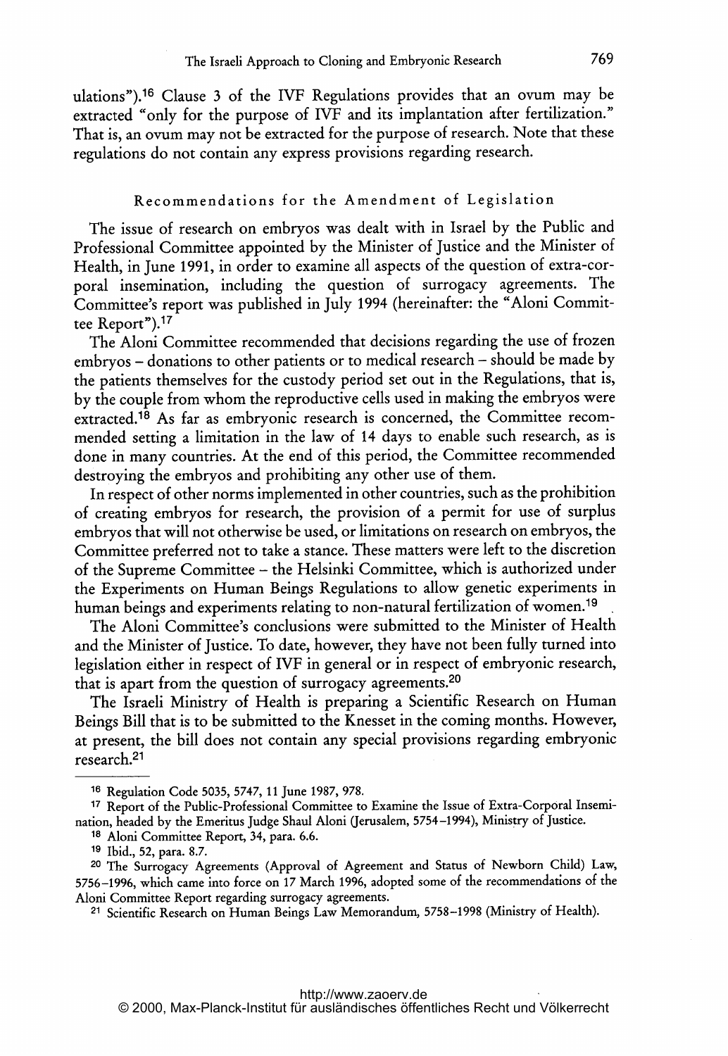ulations").[16] Clause 3 of the IVF Regulations provides that an ovum may be extracted "only for the purpose of IVF and its implantation after fertilization." That is, an ovum may not be extracted for the purpose of research. Note that these regulations do not contain any express provisions regarding research.

## Recommendations for the Amendment of Legislation

The issue of research on embryos was dealt with in Israel by the Public and Professional Committee appointed by the Minister of Justice and the Minister of Health, in June 1991, in order to examine all aspects of the question of extra-corporal insemination, including the question of surrogacy agreements. The Committee's report was published in July 1994 (hereinafter: the "Aloni Committee Report").[17]

The Aloni Committee recommended that decisions regarding the use of frozen embryos – donations to other patients or to medical research – should be made by the patients themselves for the custody period set out in the Regulations, that is, by the couple from whom the reproductive cells used in making the embryos were extracted.[18] As far as embryonic research is concerned, the Committee recommended setting a limitation in the law of 14 days to enable such research, as is done in many countries. At the end of this period, the Committee recommended destroying the embryos and prohibiting any other use of them.

In respect of other norms implemented in other countries, such as the prohibition of creating embryos for research, the provision of a permit for use of surplus embryos that will not otherwise be used, or limitations on research on embryos, the Committee preferred not to take a stance. These matters were left to the discretion of the Supreme Committee – the Helsinki Committee, which is authorized under the Experiments on Human Beings Regulations to allow genetic experiments in human beings and experiments relating to non-natural fertilization of women.[19]

The Aloni Committee's conclusions were submitted to the Minister of Health and the Minister of Justice. To date, however, they have not been fully turned into legislation either in respect of IVF in general or in respect of embryonic research, that is apart from the question of surrogacy agreements.[20]

The Israeli Ministry of Health is preparing a Scientific Research on Human Beings Bill that is to be submitted to the Knesset in the coming months. However, at present, the bill does not contain any special provisions regarding embryonic research.[21]

---

[16] Regulation Code 5035, 5747, 11 June 1987, 978.

[17] Report of the Public-Professional Committee to Examine the Issue of Extra-Corporal Insemination, headed by the Emeritus Judge Shaul Aloni (Jerusalem, 5754–1994), Ministry of Justice.

[18] Aloni Committee Report, 34, para. 6.6.

[19] Ibid., 52, para. 8.7.

[20] The Surrogacy Agreements (Approval of Agreement and Status of Newborn Child) Law, 5756–1996, which came into force on 17 March 1996, adopted some of the recommendations of the Aloni Committee Report regarding surrogacy agreements.

[21] Scientific Research on Human Beings Law Memorandum, 5758–1998 (Ministry of Health).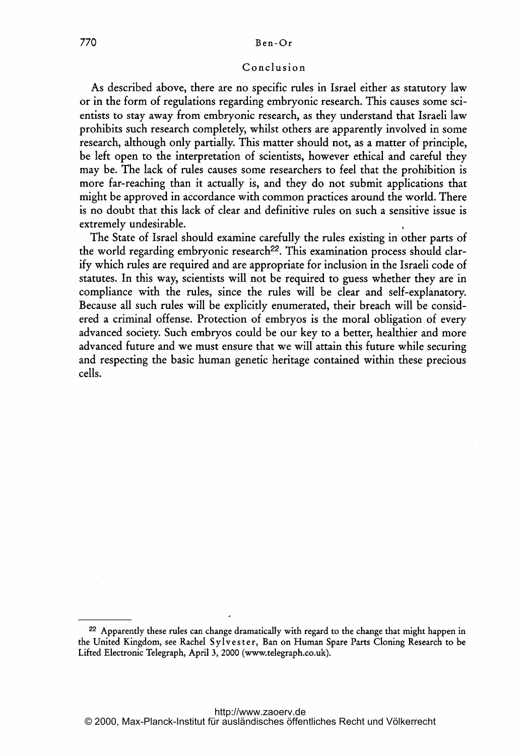## Conclusion

As described above, there are no specific rules in Israel either as statutory law or in the form of regulations regarding embryonic research. This causes some scientists to stay away from embryonic research, as they understand that Israeli law prohibits such research completely, whilst others are apparently involved in some research, although only partially. This matter should not, as a matter of principle, be left open to the interpretation of scientists, however ethical and careful they may be. The lack of rules causes some researchers to feel that the prohibition is more far-reaching than it actually is, and they do not submit applications that might be approved in accordance with common practices around the world. There is no doubt that this lack of clear and definitive rules on such a sensitive issue is extremely undesirable.

The State of Israel should examine carefully the rules existing in other parts of the world regarding embryonic research[22]. This examination process should clarify which rules are required and are appropriate for inclusion in the Israeli code of statutes. In this way, scientists will not be required to guess whether they are in compliance with the rules, since the rules will be clear and self-explanatory. Because all such rules will be explicitly enumerated, their breach will be considered a criminal offense. Protection of embryos is the moral obligation of every advanced society. Such embryos could be our key to a better, healthier and more advanced future and we must ensure that we will attain this future while securing and respecting the basic human genetic heritage contained within these precious cells.

---

[22] Apparently these rules can change dramatically with regard to the change that might happen in the United Kingdom, see Rachel Sylvester, Ban on Human Spare Parts Cloning Research to be Lifted Electronic Telegraph, April 3, 2000 (www.telegraph.co.uk).